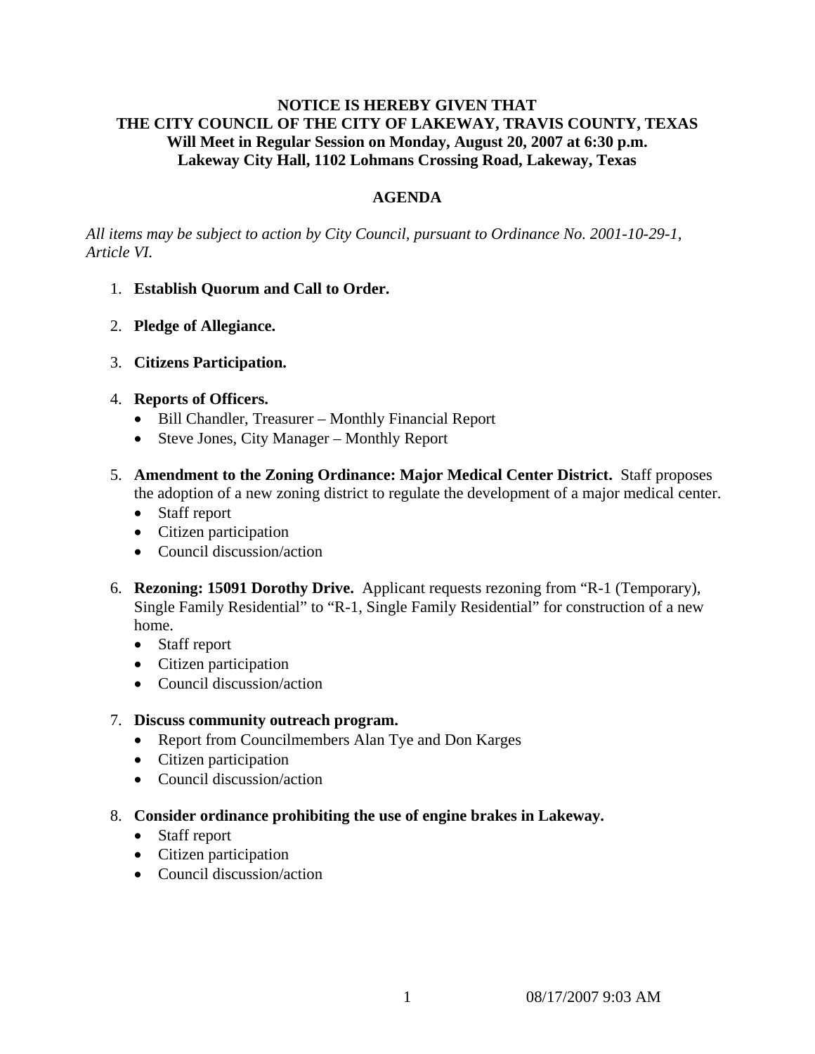**NOTICE IS HEREBY GIVEN THAT**
**THE CITY COUNCIL OF THE CITY OF LAKEWAY, TRAVIS COUNTY, TEXAS**
**Will Meet in Regular Session on Monday, August 20, 2007 at 6:30 p.m.**
**Lakeway City Hall, 1102 Lohmans Crossing Road, Lakeway, Texas**

## AGENDA

*All items may be subject to action by City Council, pursuant to Ordinance No. 2001-10-29-1, Article VI.*

1. **Establish Quorum and Call to Order.**

2. **Pledge of Allegiance.**

3. **Citizens Participation.**

4. **Reports of Officers.**
   - Bill Chandler, Treasurer – Monthly Financial Report
   - Steve Jones, City Manager – Monthly Report

5. **Amendment to the Zoning Ordinance: Major Medical Center District.** Staff proposes the adoption of a new zoning district to regulate the development of a major medical center.
   - Staff report
   - Citizen participation
   - Council discussion/action

6. **Rezoning: 15091 Dorothy Drive.** Applicant requests rezoning from "R-1 (Temporary), Single Family Residential" to "R-1, Single Family Residential" for construction of a new home.
   - Staff report
   - Citizen participation
   - Council discussion/action

7. **Discuss community outreach program.**
   - Report from Councilmembers Alan Tye and Don Karges
   - Citizen participation
   - Council discussion/action

8. **Consider ordinance prohibiting the use of engine brakes in Lakeway.**
   - Staff report
   - Citizen participation
   - Council discussion/action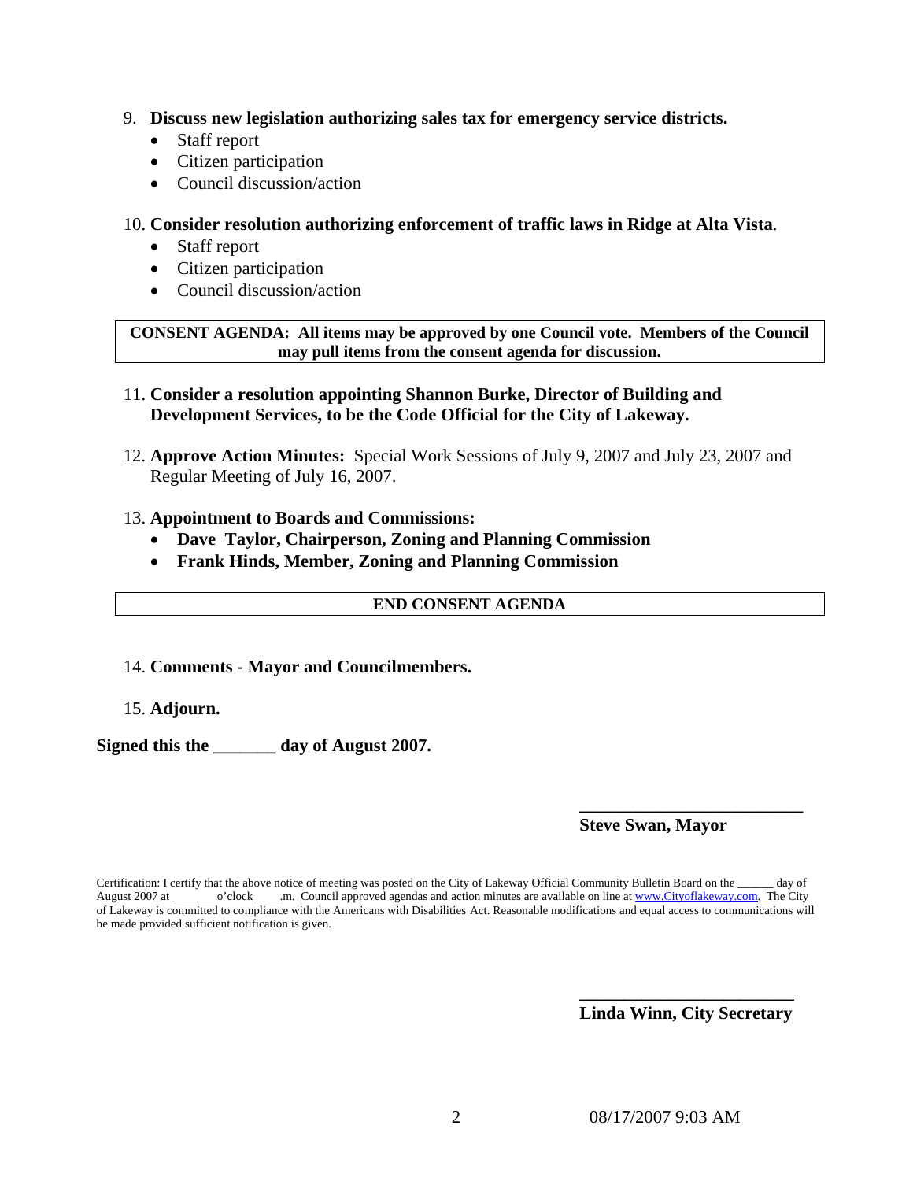9. **Discuss new legislation authorizing sales tax for emergency service districts.**
   - Staff report
   - Citizen participation
   - Council discussion/action

10. **Consider resolution authorizing enforcement of traffic laws in Ridge at Alta Vista**.
    - Staff report
    - Citizen participation
    - Council discussion/action

**CONSENT AGENDA: All items may be approved by one Council vote. Members of the Council may pull items from the consent agenda for discussion.**

11. **Consider a resolution appointing Shannon Burke, Director of Building and Development Services, to be the Code Official for the City of Lakeway.**

12. **Approve Action Minutes:** Special Work Sessions of July 9, 2007 and July 23, 2007 and Regular Meeting of July 16, 2007.

13. **Appointment to Boards and Commissions:**
    - **Dave Taylor, Chairperson, Zoning and Planning Commission**
    - **Frank Hinds, Member, Zoning and Planning Commission**

**END CONSENT AGENDA**

14. **Comments - Mayor and Councilmembers.**

15. **Adjourn.**

**Signed this the _______ day of August 2007.**

________________________

**Steve Swan, Mayor**

Certification: I certify that the above notice of meeting was posted on the City of Lakeway Official Community Bulletin Board on the ______ day of August 2007 at _______ o'clock ____.m. Council approved agendas and action minutes are available on line at www.Cityoflakeway.com. The City of Lakeway is committed to compliance with the Americans with Disabilities Act. Reasonable modifications and equal access to communications will be made provided sufficient notification is given.

________________________

**Linda Winn, City Secretary**

08/17/2007 9:03 AM